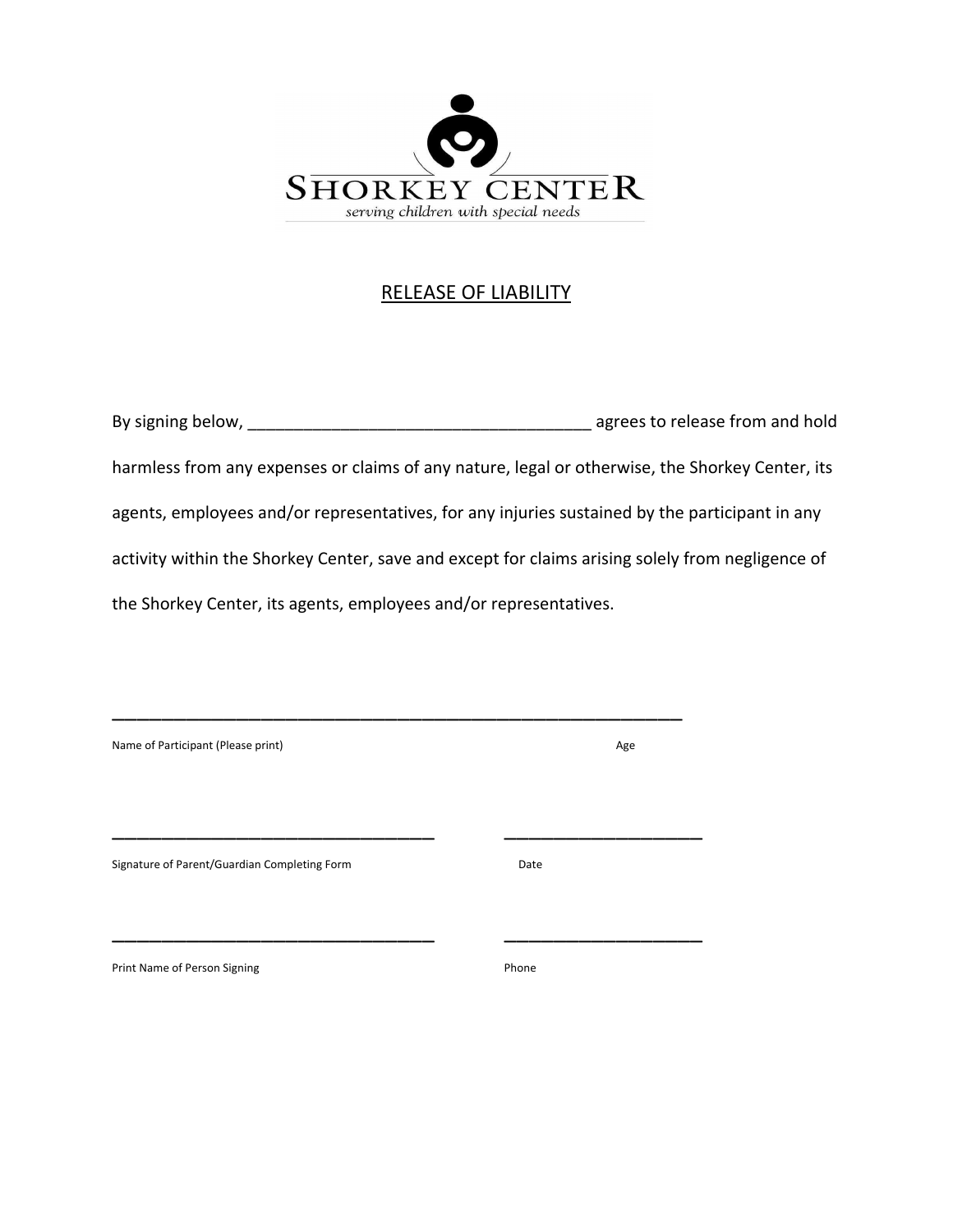SHORKEY CENTER

*serving children with special needs*

# RELEASE OF LIABILITY

By signing below, ____________________________________ agrees to release from and hold harmless from any expenses or claims of any nature, legal or otherwise, the Shorkey Center, its agents, employees and/or representatives, for any injuries sustained by the participant in any activity within the Shorkey Center, save and except for claims arising solely from negligence of the Shorkey Center, its agents, employees and/or representatives.

______________________________________________________________

Name of Participant (Please print) Age

___________________________________ ______________________

Signature of Parent/Guardian Completing Form Date

___________________________________ ______________________

Print Name of Person Signing Phone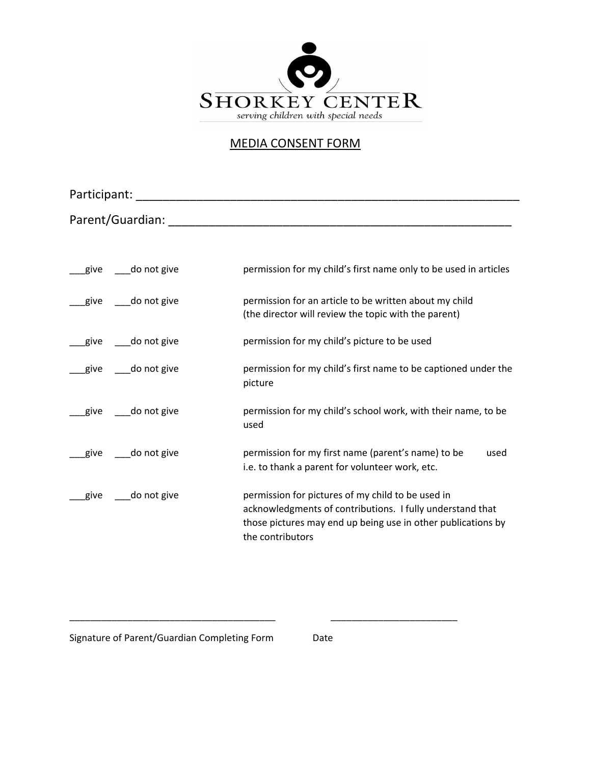SHORKEY CENTER

*serving children with special needs*

# MEDIA CONSENT FORM

Participant: ___________________________________________________________

Parent/Guardian: _______________________________________________________

___give ___do not give permission for my child's first name only to be used in articles

___give ___do not give permission for an article to be written about my child (the director will review the topic with the parent)

___give ___do not give permission for my child's picture to be used

___give ___do not give permission for my child's first name to be captioned under the picture

___give ___do not give permission for my child's school work, with their name, to be used

___give ___do not give permission for my first name (parent's name) to be used i.e. to thank a parent for volunteer work, etc.

___give ___do not give permission for pictures of my child to be used in acknowledgments of contributions. I fully understand that those pictures may end up being use in other publications by the contributors

_______________________________________ _______________________

Signature of Parent/Guardian Completing Form Date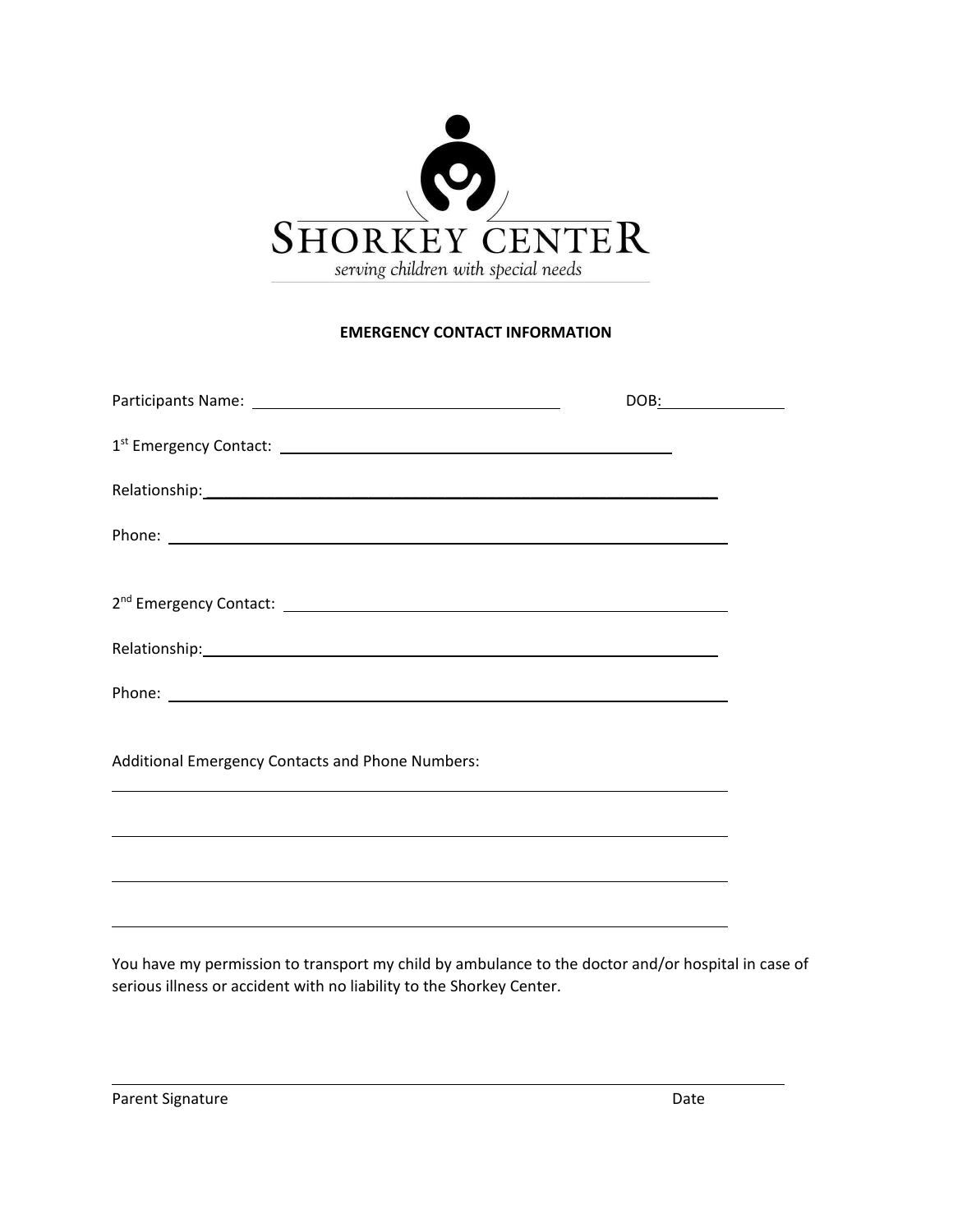SHORKEY CENTER

*serving children with special needs*

**EMERGENCY CONTACT INFORMATION**

Participants Name: ______________________________ DOB:____________

1st Emergency Contact: ______________________________________

Relationship:__________________________________________________

Phone: _______________________________________________________

2nd Emergency Contact: ______________________________________

Relationship:__________________________________________________

Phone: _______________________________________________________

Additional Emergency Contacts and Phone Numbers:

_______________________________________________________________

_______________________________________________________________

_______________________________________________________________

_______________________________________________________________

You have my permission to transport my child by ambulance to the doctor and/or hospital in case of serious illness or accident with no liability to the Shorkey Center.

_______________________________________________________________

Parent Signature Date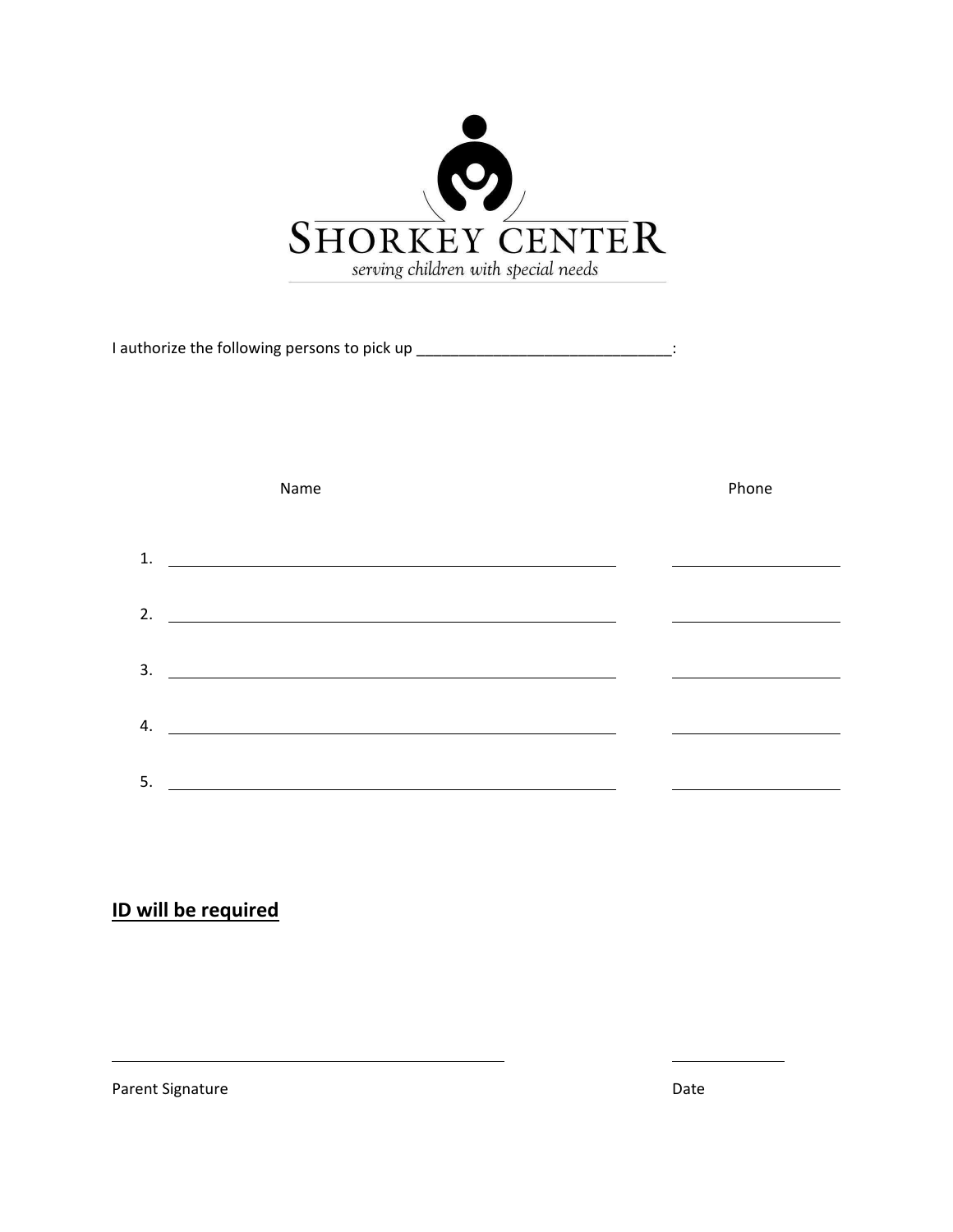SHORKEY CENTER

*serving children with special needs*

I authorize the following persons to pick up ______________________________:

| | Name | Phone |
|---|---|---|
| 1. | ______________________________ | ______________ |
| 2. | ______________________________ | ______________ |
| 3. | ______________________________ | ______________ |
| 4. | ______________________________ | ______________ |
| 5. | ______________________________ | ______________ |

## **ID will be required**

______________________________ &nbsp;&nbsp;&nbsp;&nbsp;&nbsp;&nbsp;&nbsp;&nbsp; ______________

Parent Signature &nbsp;&nbsp;&nbsp;&nbsp;&nbsp;&nbsp;&nbsp;&nbsp; Date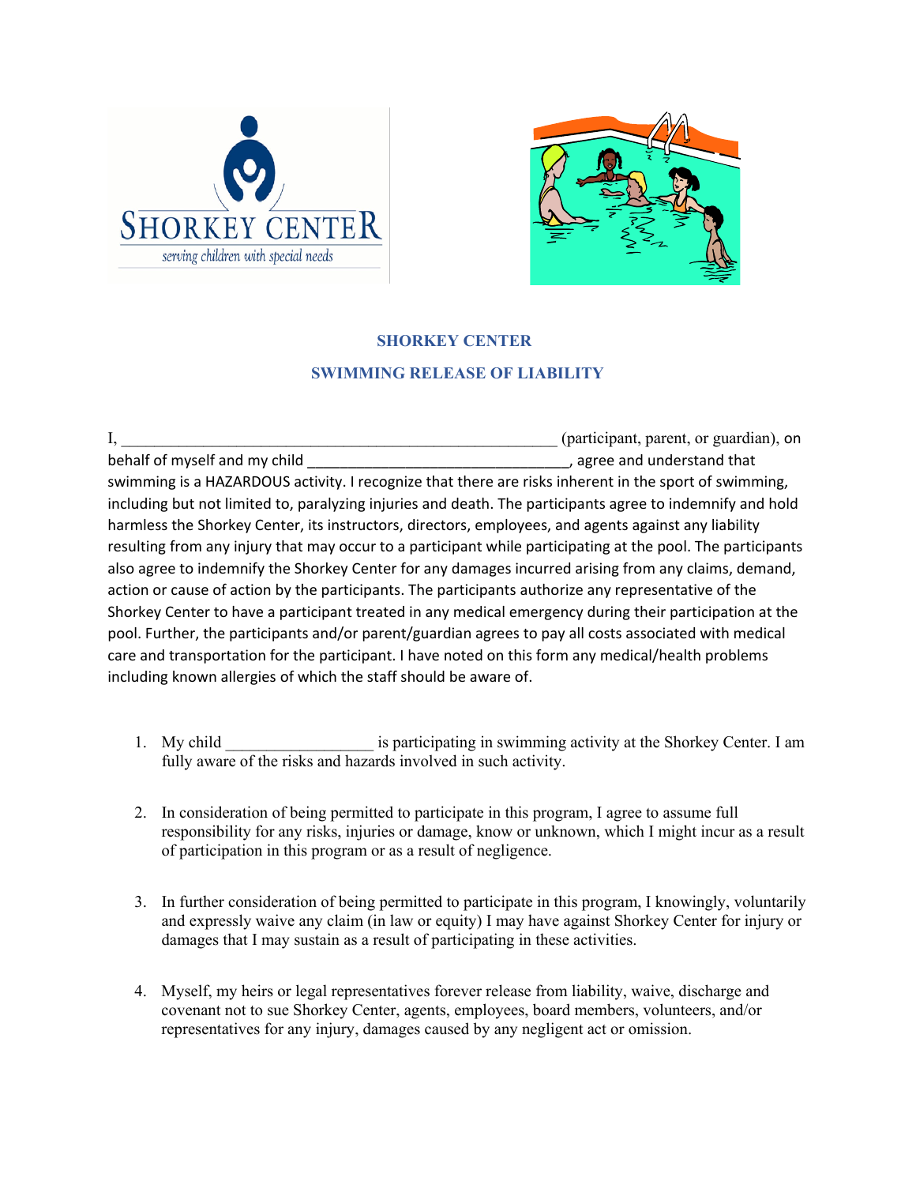SHORKEY CENTER
serving children with special needs

## SHORKEY CENTER

## SWIMMING RELEASE OF LIABILITY

I, _______________________________________________________ (participant, parent, or guardian), on behalf of myself and my child _________________________________, agree and understand that swimming is a HAZARDOUS activity. I recognize that there are risks inherent in the sport of swimming, including but not limited to, paralyzing injuries and death. The participants agree to indemnify and hold harmless the Shorkey Center, its instructors, directors, employees, and agents against any liability resulting from any injury that may occur to a participant while participating at the pool. The participants also agree to indemnify the Shorkey Center for any damages incurred arising from any claims, demand, action or cause of action by the participants. The participants authorize any representative of the Shorkey Center to have a participant treated in any medical emergency during their participation at the pool. Further, the participants and/or parent/guardian agrees to pay all costs associated with medical care and transportation for the participant. I have noted on this form any medical/health problems including known allergies of which the staff should be aware of.

1. My child __________________ is participating in swimming activity at the Shorkey Center. I am fully aware of the risks and hazards involved in such activity.

2. In consideration of being permitted to participate in this program, I agree to assume full responsibility for any risks, injuries or damage, know or unknown, which I might incur as a result of participation in this program or as a result of negligence.

3. In further consideration of being permitted to participate in this program, I knowingly, voluntarily and expressly waive any claim (in law or equity) I may have against Shorkey Center for injury or damages that I may sustain as a result of participating in these activities.

4. Myself, my heirs or legal representatives forever release from liability, waive, discharge and covenant not to sue Shorkey Center, agents, employees, board members, volunteers, and/or representatives for any injury, damages caused by any negligent act or omission.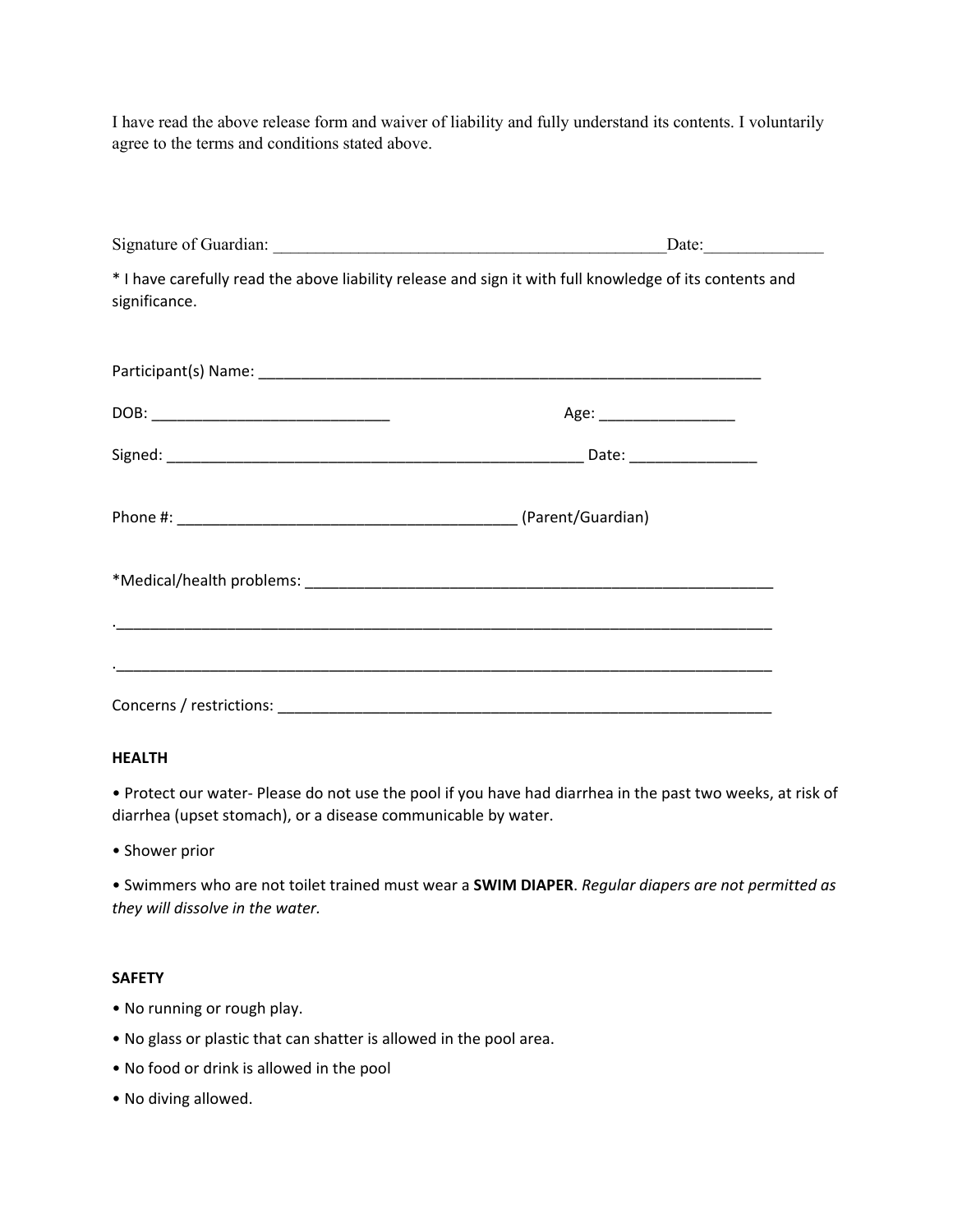I have read the above release form and waiver of liability and fully understand its contents. I voluntarily agree to the terms and conditions stated above.

Signature of Guardian: ______________________________________________Date:_____________

* I have carefully read the above liability release and sign it with full knowledge of its contents and significance.

Participant(s) Name: ____________________________________________________________

DOB: ____________________________ Age: ________________

Signed: __________________________________________________ Date: _______________

Phone #: ________________________________________ (Parent/Guardian)

*Medical/health problems: _________________________________________________________

._____________________________________________________________________________

._____________________________________________________________________________

Concerns / restrictions: ___________________________________________________________

**HEALTH**

- Protect our water- Please do not use the pool if you have had diarrhea in the past two weeks, at risk of diarrhea (upset stomach), or a disease communicable by water.
- Shower prior
- Swimmers who are not toilet trained must wear a **SWIM DIAPER**. *Regular diapers are not permitted as they will dissolve in the water.*

**SAFETY**

- No running or rough play.
- No glass or plastic that can shatter is allowed in the pool area.
- No food or drink is allowed in the pool
- No diving allowed.